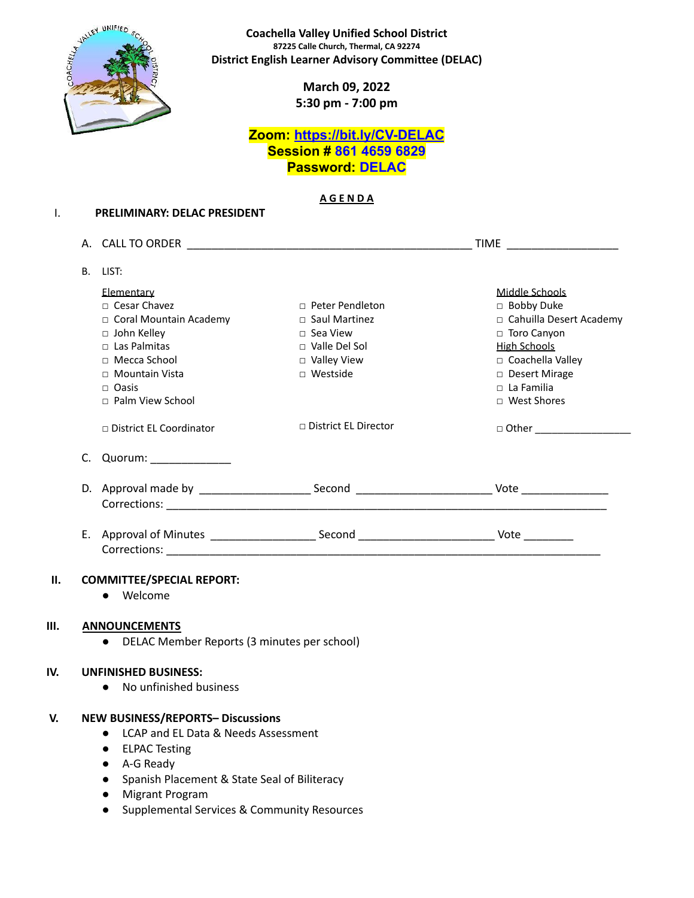**Coachella Valley Unified School District**
87225 Calle Church, Thermal, CA 92274
**District English Learner Advisory Committee (DELAC)**

**March 09, 2022**
**5:30 pm - 7:00 pm**

**Zoom: [https://bit.ly/CV-DELAC](https://bit.ly/CV-DELAC)**
**Session # 861 4659 6829**
**Password: DELAC**

**A G E N D A**

I. **PRELIMINARY: DELAC PRESIDENT**

A. CALL TO ORDER ______________________________________________ TIME __________________

B. LIST:

Elementary
- □ Cesar Chavez
- □ Coral Mountain Academy
- □ John Kelley
- □ Las Palmitas
- □ Mecca School
- □ Mountain Vista
- □ Oasis
- □ Palm View School
- □ Peter Pendleton
- □ Saul Martinez
- □ Sea View
- □ Valle Del Sol
- □ Valley View
- □ Westside

Middle Schools
- □ Bobby Duke
- □ Cahuilla Desert Academy
- □ Toro Canyon

High Schools
- □ Coachella Valley
- □ Desert Mirage
- □ La Familia
- □ West Shores

□ District EL Coordinator
□ District EL Director
□ Other _________________

C. Quorum: _____________

D. Approval made by __________________ Second ______________________ Vote ______________
Corrections: ___________________________________________________________________________

E. Approval of Minutes _________________ Second ______________________ Vote ________
Corrections: __________________________________________________________________________

II. **COMMITTEE/SPECIAL REPORT:**
- Welcome

III. **ANNOUNCEMENTS**
- DELAC Member Reports (3 minutes per school)

IV. **UNFINISHED BUSINESS:**
- No unfinished business

V. **NEW BUSINESS/REPORTS– Discussions**
- LCAP and EL Data & Needs Assessment
- ELPAC Testing
- A-G Ready
- Spanish Placement & State Seal of Biliteracy
- Migrant Program
- Supplemental Services & Community Resources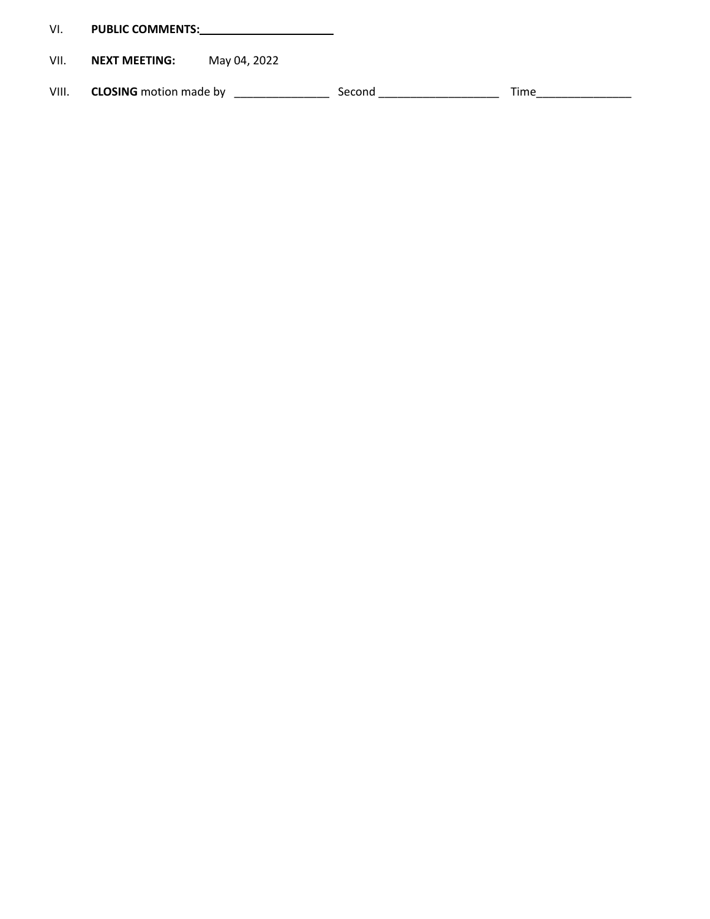VI. **PUBLIC COMMENTS:**______________________

VII. **NEXT MEETING:** May 04, 2022

VIII. **CLOSING** motion made by _______________ Second ___________________ Time_______________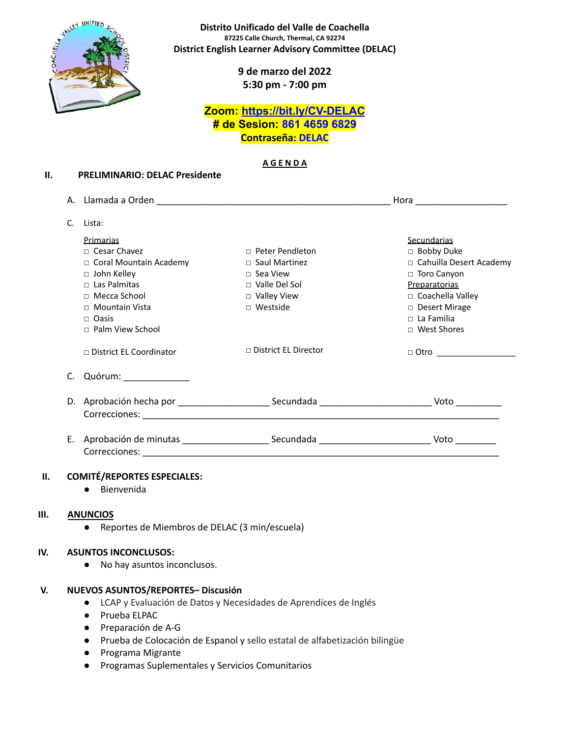**Distrito Unificado del Valle de Coachella**
**87225 Calle Church, Thermal, CA 92274**
**District English Learner Advisory Committee (DELAC)**

**9 de marzo del 2022**
**5:30 pm - 7:00 pm**

**Zoom: https://bit.ly/CV-DELAC**
**# de Sesion: 861 4659 6829**
**Contraseña: DELAC**

**A G E N D A**

## II. PRELIMINARIO: DELAC Presidente

A. Llamada a Orden ______________________________________________ Hora __________________

C. Lista:

| Primarias | | Secundarias |
|---|---|---|
| □ Cesar Chavez | □ Peter Pendleton | □ Bobby Duke |
| □ Coral Mountain Academy | □ Saul Martinez | □ Cahuilla Desert Academy |
| □ John Kelley | □ Sea View | □ Toro Canyon |
| □ Las Palmitas | □ Valle Del Sol | Preparatorias |
| □ Mecca School | □ Valley View | □ Coachella Valley |
| □ Mountain Vista | □ Westside | □ Desert Mirage |
| □ Oasis | | □ La Familia |
| □ Palm View School | | □ West Shores |
| □ District EL Coordinator | □ District EL Director | □ Otro ________________ |

C. Quórum: _____________

D. Aprobación hecha por __________________ Secundada _____________________ Voto _________
Correcciones: ___________________________________________________________________________

E. Aprobación de minutas _________________ Secundada _____________________ Voto ________
Correcciones: ___________________________________________________________________________

## II. COMITÉ/REPORTES ESPECIALES:

- Bienvenida

## III. ANUNCIOS

- Reportes de Miembros de DELAC (3 min/escuela)

## IV. ASUNTOS INCONCLUSOS:

- No hay asuntos inconclusos.

## V. NUEVOS ASUNTOS/REPORTES– Discusión

- LCAP y Evaluación de Datos y Necesidades de Aprendices de Inglés
- Prueba ELPAC
- Preparación de A-G
- Prueba de Colocación de Espanol y sello estatal de alfabetización bilingüe
- Programa Migrante
- Programas Suplementales y Servicios Comunitarios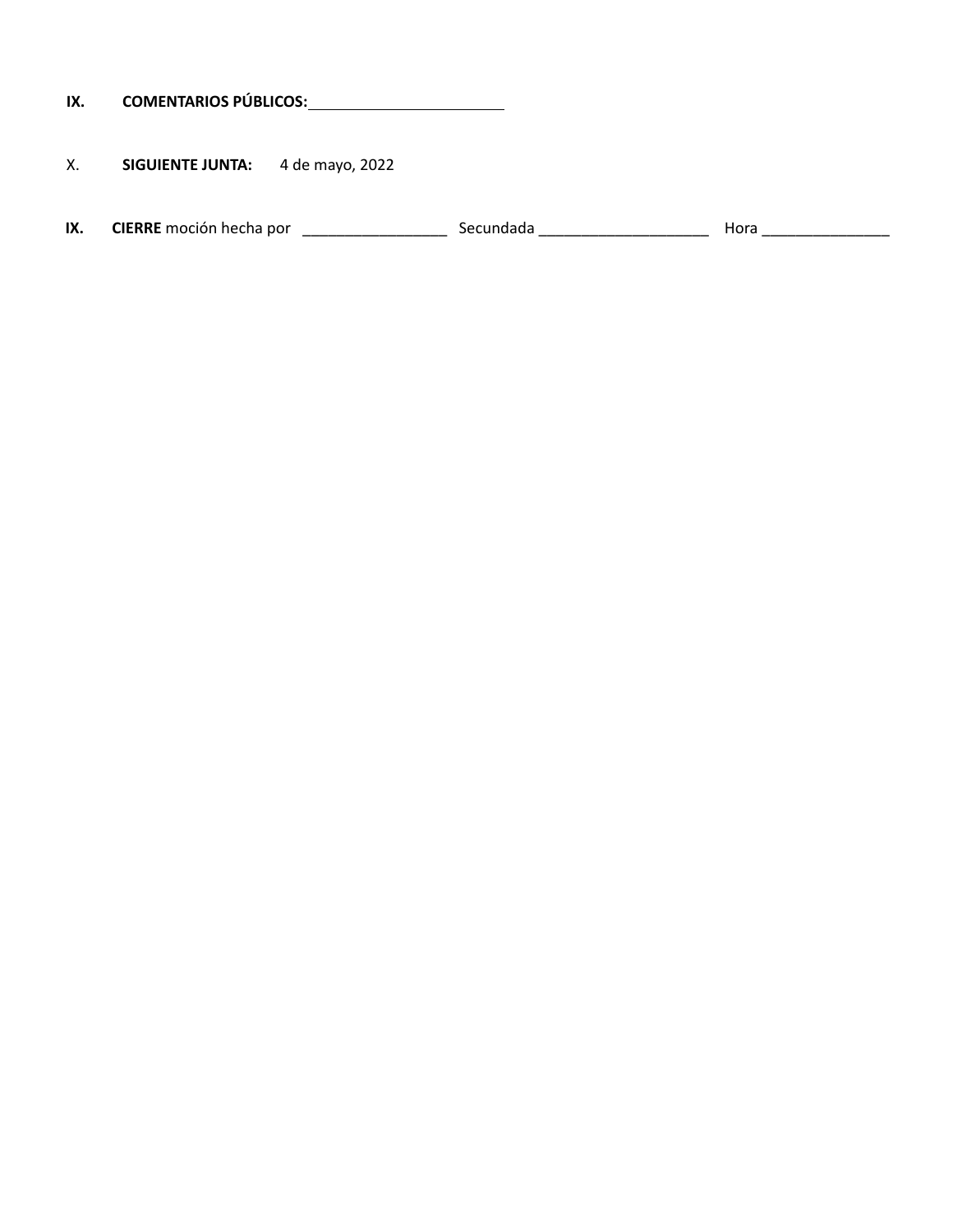**IX. COMENTARIOS PÚBLICOS:**________________________

X. **SIGUIENTE JUNTA:** 4 de mayo, 2022

**IX. CIERRE** moción hecha por _________________ Secundada ____________________ Hora _______________